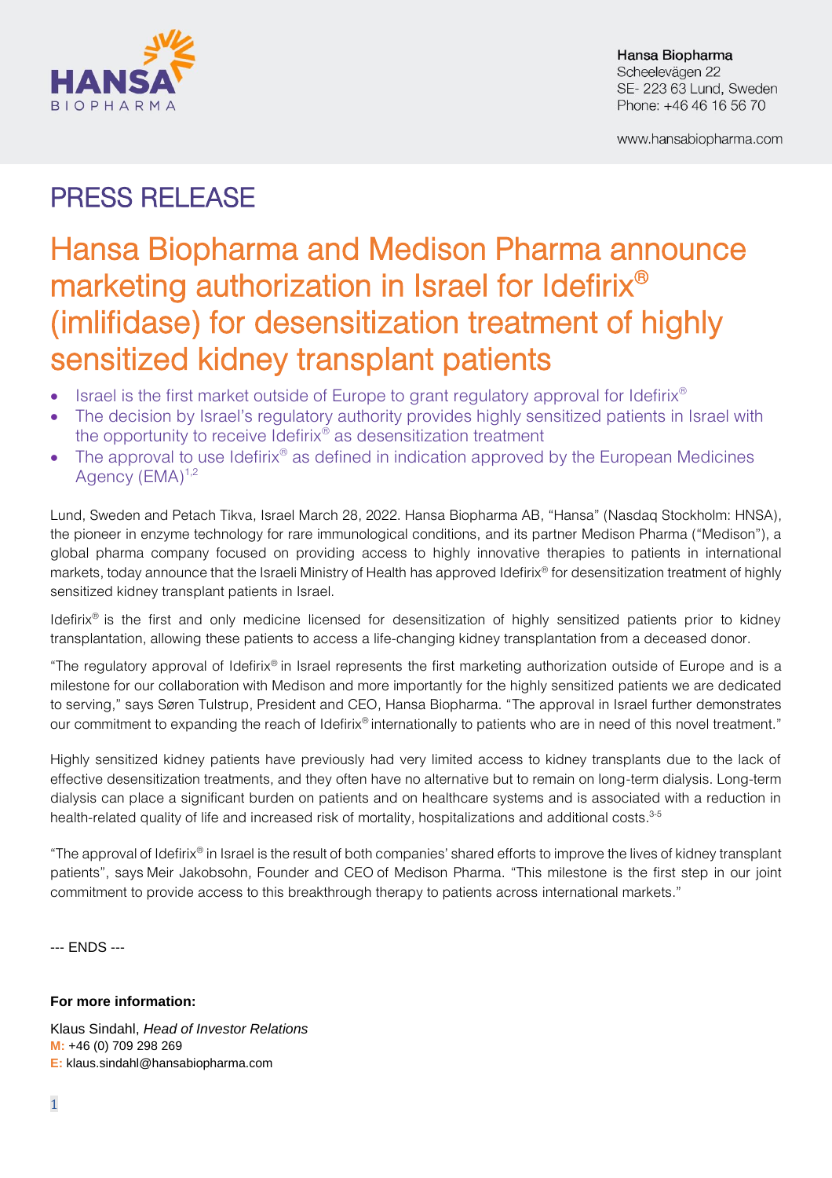Hansa Biopharma
Scheelevägen 22
SE- 223 63 Lund, Sweden
Phone: +46 46 16 56 70

www.hansabiopharma.com

# PRESS RELEASE

# Hansa Biopharma and Medison Pharma announce marketing authorization in Israel for Idefirix® (imlifidase) for desensitization treatment of highly sensitized kidney transplant patients

- Israel is the first market outside of Europe to grant regulatory approval for Idefirix®
- The decision by Israel's regulatory authority provides highly sensitized patients in Israel with the opportunity to receive Idefirix® as desensitization treatment
- The approval to use Idefirix® as defined in indication approved by the European Medicines Agency (EMA)[1,2]

Lund, Sweden and Petach Tikva, Israel March 28, 2022. Hansa Biopharma AB, "Hansa" (Nasdaq Stockholm: HNSA), the pioneer in enzyme technology for rare immunological conditions, and its partner Medison Pharma ("Medison"), a global pharma company focused on providing access to highly innovative therapies to patients in international markets, today announce that the Israeli Ministry of Health has approved Idefirix® for desensitization treatment of highly sensitized kidney transplant patients in Israel.

Idefirix® is the first and only medicine licensed for desensitization of highly sensitized patients prior to kidney transplantation, allowing these patients to access a life-changing kidney transplantation from a deceased donor.

"The regulatory approval of Idefirix® in Israel represents the first marketing authorization outside of Europe and is a milestone for our collaboration with Medison and more importantly for the highly sensitized patients we are dedicated to serving," says Søren Tulstrup, President and CEO, Hansa Biopharma. "The approval in Israel further demonstrates our commitment to expanding the reach of Idefirix® internationally to patients who are in need of this novel treatment."

Highly sensitized kidney patients have previously had very limited access to kidney transplants due to the lack of effective desensitization treatments, and they often have no alternative but to remain on long-term dialysis. Long-term dialysis can place a significant burden on patients and on healthcare systems and is associated with a reduction in health-related quality of life and increased risk of mortality, hospitalizations and additional costs.[3-5]

"The approval of Idefirix® in Israel is the result of both companies' shared efforts to improve the lives of kidney transplant patients", says Meir Jakobsohn, Founder and CEO of Medison Pharma. "This milestone is the first step in our joint commitment to provide access to this breakthrough therapy to patients across international markets."

--- ENDS ---

**For more information:**

Klaus Sindahl, *Head of Investor Relations*
**M:** +46 (0) 709 298 269
**E:** klaus.sindahl@hansabiopharma.com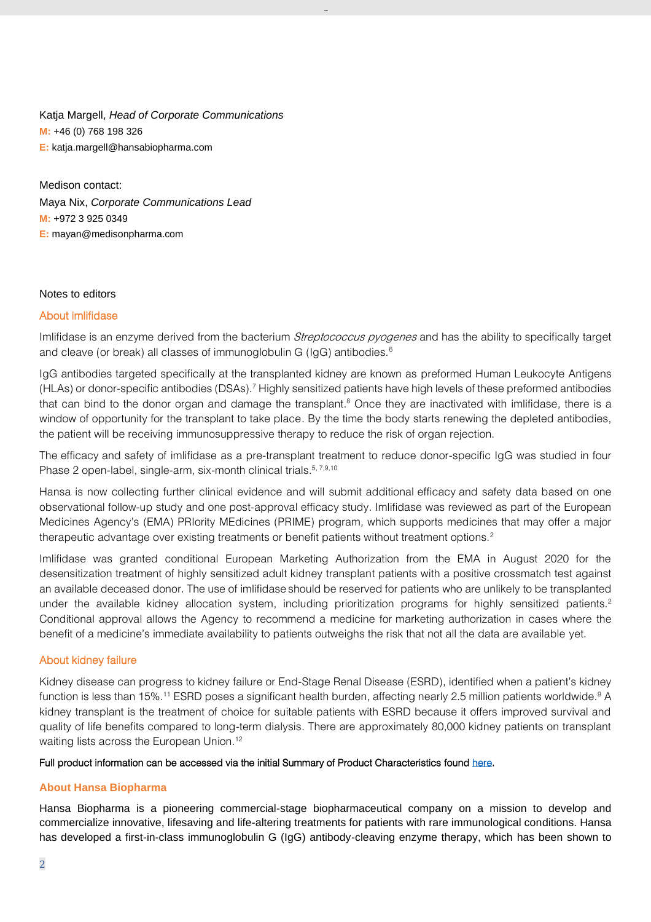Katja Margell, *Head of Corporate Communications*
**M:** +46 (0) 768 198 326
**E:** katja.margell@hansabiopharma.com

Medison contact:
Maya Nix, *Corporate Communications Lead*
**M:** +972 3 925 0349
**E:** mayan@medisonpharma.com

Notes to editors

## About imlifidase

Imlifidase is an enzyme derived from the bacterium *Streptococcus pyogenes* and has the ability to specifically target and cleave (or break) all classes of immunoglobulin G (IgG) antibodies.[6]

IgG antibodies targeted specifically at the transplanted kidney are known as preformed Human Leukocyte Antigens (HLAs) or donor-specific antibodies (DSAs).[7] Highly sensitized patients have high levels of these preformed antibodies that can bind to the donor organ and damage the transplant.[8] Once they are inactivated with imlifidase, there is a window of opportunity for the transplant to take place. By the time the body starts renewing the depleted antibodies, the patient will be receiving immunosuppressive therapy to reduce the risk of organ rejection.

The efficacy and safety of imlifidase as a pre-transplant treatment to reduce donor-specific IgG was studied in four Phase 2 open-label, single-arm, six-month clinical trials.[5, 7,9,10]

Hansa is now collecting further clinical evidence and will submit additional efficacy and safety data based on one observational follow-up study and one post-approval efficacy study. Imlifidase was reviewed as part of the European Medicines Agency's (EMA) PRIority MEdicines (PRIME) program, which supports medicines that may offer a major therapeutic advantage over existing treatments or benefit patients without treatment options.[2]

Imlifidase was granted conditional European Marketing Authorization from the EMA in August 2020 for the desensitization treatment of highly sensitized adult kidney transplant patients with a positive crossmatch test against an available deceased donor. The use of imlifidase should be reserved for patients who are unlikely to be transplanted under the available kidney allocation system, including prioritization programs for highly sensitized patients.[2] Conditional approval allows the Agency to recommend a medicine for marketing authorization in cases where the benefit of a medicine's immediate availability to patients outweighs the risk that not all the data are available yet.

## About kidney failure

Kidney disease can progress to kidney failure or End-Stage Renal Disease (ESRD), identified when a patient's kidney function is less than 15%.[11] ESRD poses a significant health burden, affecting nearly 2.5 million patients worldwide.[9] A kidney transplant is the treatment of choice for suitable patients with ESRD because it offers improved survival and quality of life benefits compared to long-term dialysis. There are approximately 80,000 kidney patients on transplant waiting lists across the European Union.[12]

Full product information can be accessed via the initial Summary of Product Characteristics found here.

## About Hansa Biopharma

Hansa Biopharma is a pioneering commercial-stage biopharmaceutical company on a mission to develop and commercialize innovative, lifesaving and life-altering treatments for patients with rare immunological conditions. Hansa has developed a first-in-class immunoglobulin G (IgG) antibody-cleaving enzyme therapy, which has been shown to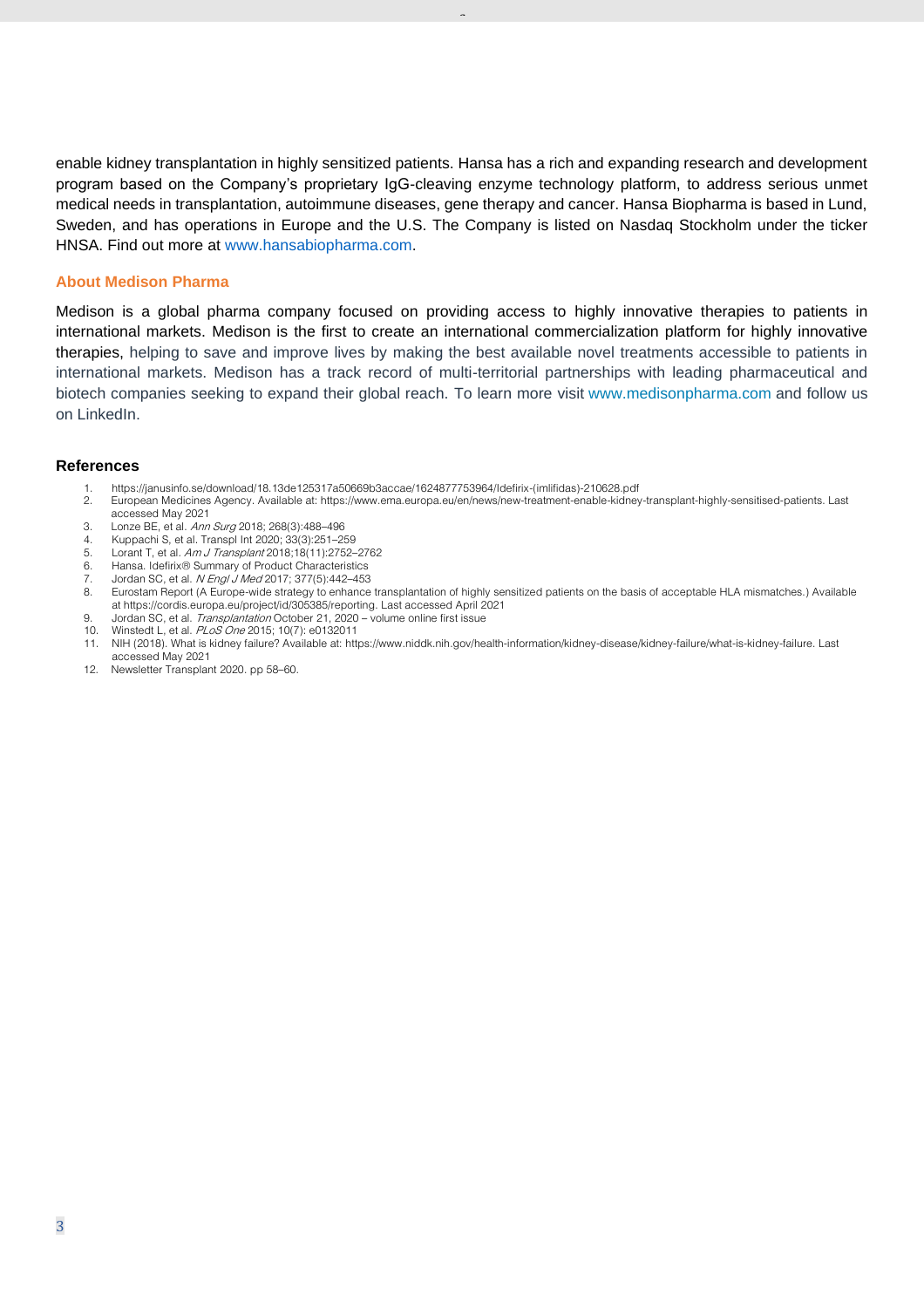enable kidney transplantation in highly sensitized patients. Hansa has a rich and expanding research and development program based on the Company's proprietary IgG-cleaving enzyme technology platform, to address serious unmet medical needs in transplantation, autoimmune diseases, gene therapy and cancer. Hansa Biopharma is based in Lund, Sweden, and has operations in Europe and the U.S. The Company is listed on Nasdaq Stockholm under the ticker HNSA. Find out more at www.hansabiopharma.com.

### About Medison Pharma

Medison is a global pharma company focused on providing access to highly innovative therapies to patients in international markets. Medison is the first to create an international commercialization platform for highly innovative therapies, helping to save and improve lives by making the best available novel treatments accessible to patients in international markets. Medison has a track record of multi-territorial partnerships with leading pharmaceutical and biotech companies seeking to expand their global reach. To learn more visit www.medisonpharma.com and follow us on LinkedIn.

### References

1. https://janusinfo.se/download/18.13de125317a50669b3accae/1624877753964/Idefirix-(imlifidas)-210628.pdf
2. European Medicines Agency. Available at: https://www.ema.europa.eu/en/news/new-treatment-enable-kidney-transplant-highly-sensitised-patients. Last accessed May 2021
3. Lonze BE, et al. *Ann Surg* 2018; 268(3):488–496
4. Kuppachi S, et al. Transpl Int 2020; 33(3):251–259
5. Lorant T, et al. *Am J Transplant* 2018;18(11):2752–2762
6. Hansa. Idefirix® Summary of Product Characteristics
7. Jordan SC, et al. *N Engl J Med* 2017; 377(5):442–453
8. Eurostam Report (A Europe-wide strategy to enhance transplantation of highly sensitized patients on the basis of acceptable HLA mismatches.) Available at https://cordis.europa.eu/project/id/305385/reporting. Last accessed April 2021
9. Jordan SC, et al. *Transplantation* October 21, 2020 – volume online first issue
10. Winstedt L, et al. *PLoS One* 2015; 10(7): e0132011
11. NIH (2018). What is kidney failure? Available at: https://www.niddk.nih.gov/health-information/kidney-disease/kidney-failure/what-is-kidney-failure. Last accessed May 2021
12. Newsletter Transplant 2020. pp 58–60.